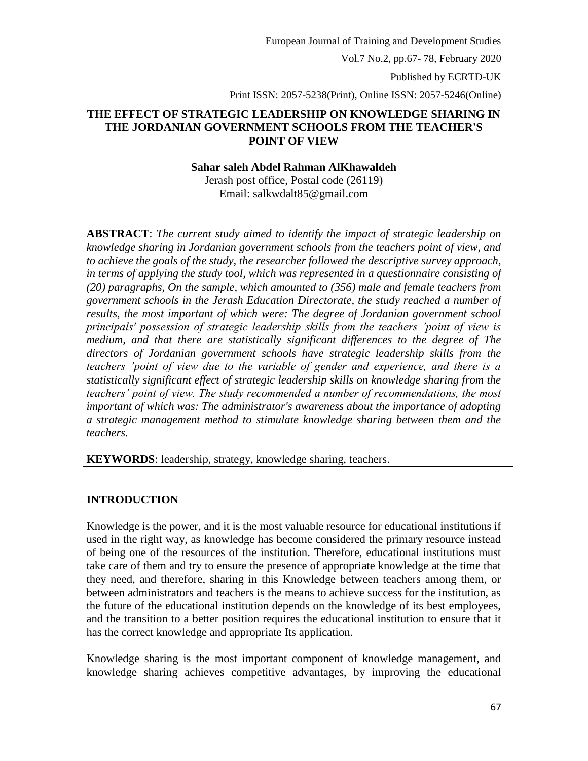# THE EFFECT OF STRATEGIC LEADERSHIP ON KNOWLEDGE SHARING IN THE JORDANIAN GOVERNMENT SCHOOLS FROM THE TEACHER'S POINT OF VIEW

**Sahar saleh Abdel Rahman AlKhawaldeh**

Jerash post office, Postal code (26119)

Email: salkwdalt85@gmail.com

---

**ABSTRACT**: *The current study aimed to identify the impact of strategic leadership on knowledge sharing in Jordanian government schools from the teachers point of view, and to achieve the goals of the study, the researcher followed the descriptive survey approach, in terms of applying the study tool, which was represented in a questionnaire consisting of (20) paragraphs, On the sample, which amounted to (356) male and female teachers from government schools in the Jerash Education Directorate, the study reached a number of results, the most important of which were: The degree of Jordanian government school principals' possession of strategic leadership skills from the teachers 'point of view is medium, and that there are statistically significant differences to the degree of The directors of Jordanian government schools have strategic leadership skills from the teachers 'point of view due to the variable of gender and experience, and there is a statistically significant effect of strategic leadership skills on knowledge sharing from the teachers' point of view. The study recommended a number of recommendations, the most important of which was: The administrator's awareness about the importance of adopting a strategic management method to stimulate knowledge sharing between them and the teachers.*

**KEYWORDS**: leadership, strategy, knowledge sharing, teachers.

## INTRODUCTION

Knowledge is the power, and it is the most valuable resource for educational institutions if used in the right way, as knowledge has become considered the primary resource instead of being one of the resources of the institution. Therefore, educational institutions must take care of them and try to ensure the presence of appropriate knowledge at the time that they need, and therefore, sharing in this Knowledge between teachers among them, or between administrators and teachers is the means to achieve success for the institution, as the future of the educational institution depends on the knowledge of its best employees, and the transition to a better position requires the educational institution to ensure that it has the correct knowledge and appropriate Its application.

Knowledge sharing is the most important component of knowledge management, and knowledge sharing achieves competitive advantages, by improving the educational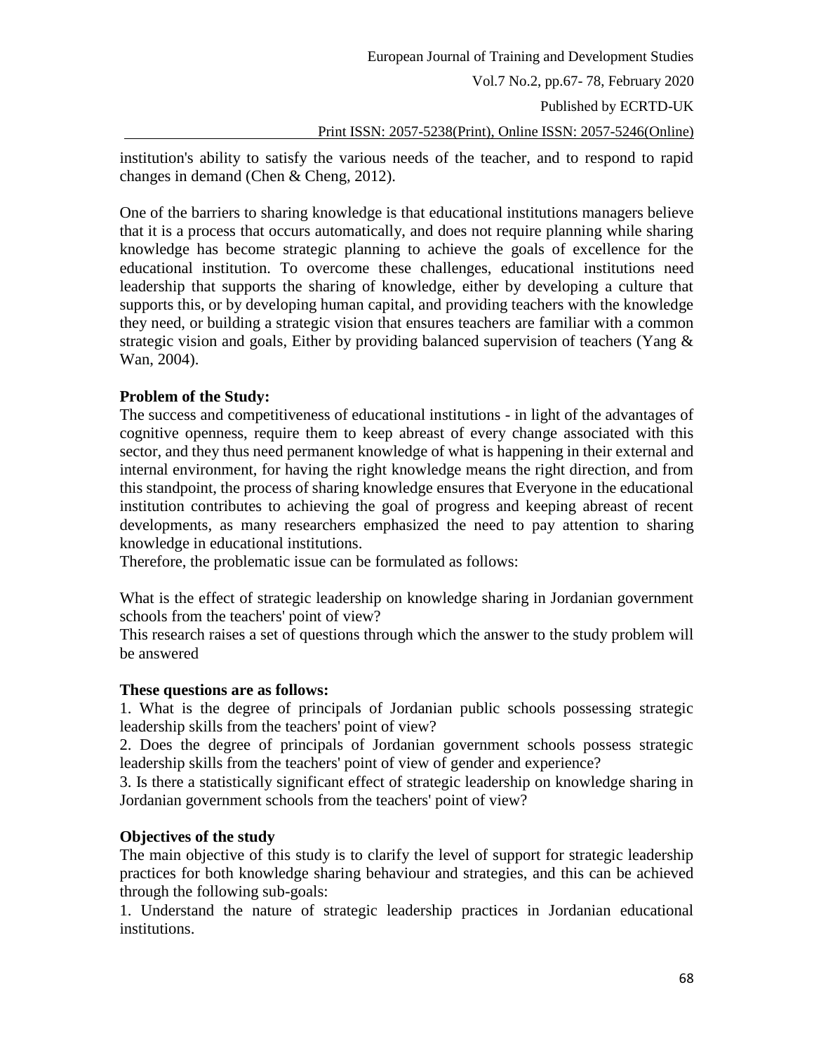institution's ability to satisfy the various needs of the teacher, and to respond to rapid changes in demand (Chen & Cheng, 2012).

One of the barriers to sharing knowledge is that educational institutions managers believe that it is a process that occurs automatically, and does not require planning while sharing knowledge has become strategic planning to achieve the goals of excellence for the educational institution. To overcome these challenges, educational institutions need leadership that supports the sharing of knowledge, either by developing a culture that supports this, or by developing human capital, and providing teachers with the knowledge they need, or building a strategic vision that ensures teachers are familiar with a common strategic vision and goals, Either by providing balanced supervision of teachers (Yang & Wan, 2004).

**Problem of the Study:**

The success and competitiveness of educational institutions - in light of the advantages of cognitive openness, require them to keep abreast of every change associated with this sector, and they thus need permanent knowledge of what is happening in their external and internal environment, for having the right knowledge means the right direction, and from this standpoint, the process of sharing knowledge ensures that Everyone in the educational institution contributes to achieving the goal of progress and keeping abreast of recent developments, as many researchers emphasized the need to pay attention to sharing knowledge in educational institutions.

Therefore, the problematic issue can be formulated as follows:

What is the effect of strategic leadership on knowledge sharing in Jordanian government schools from the teachers' point of view?

This research raises a set of questions through which the answer to the study problem will be answered

**These questions are as follows:**

1. What is the degree of principals of Jordanian public schools possessing strategic leadership skills from the teachers' point of view?
2. Does the degree of principals of Jordanian government schools possess strategic leadership skills from the teachers' point of view of gender and experience?
3. Is there a statistically significant effect of strategic leadership on knowledge sharing in Jordanian government schools from the teachers' point of view?

**Objectives of the study**

The main objective of this study is to clarify the level of support for strategic leadership practices for both knowledge sharing behaviour and strategies, and this can be achieved through the following sub-goals:

1. Understand the nature of strategic leadership practices in Jordanian educational institutions.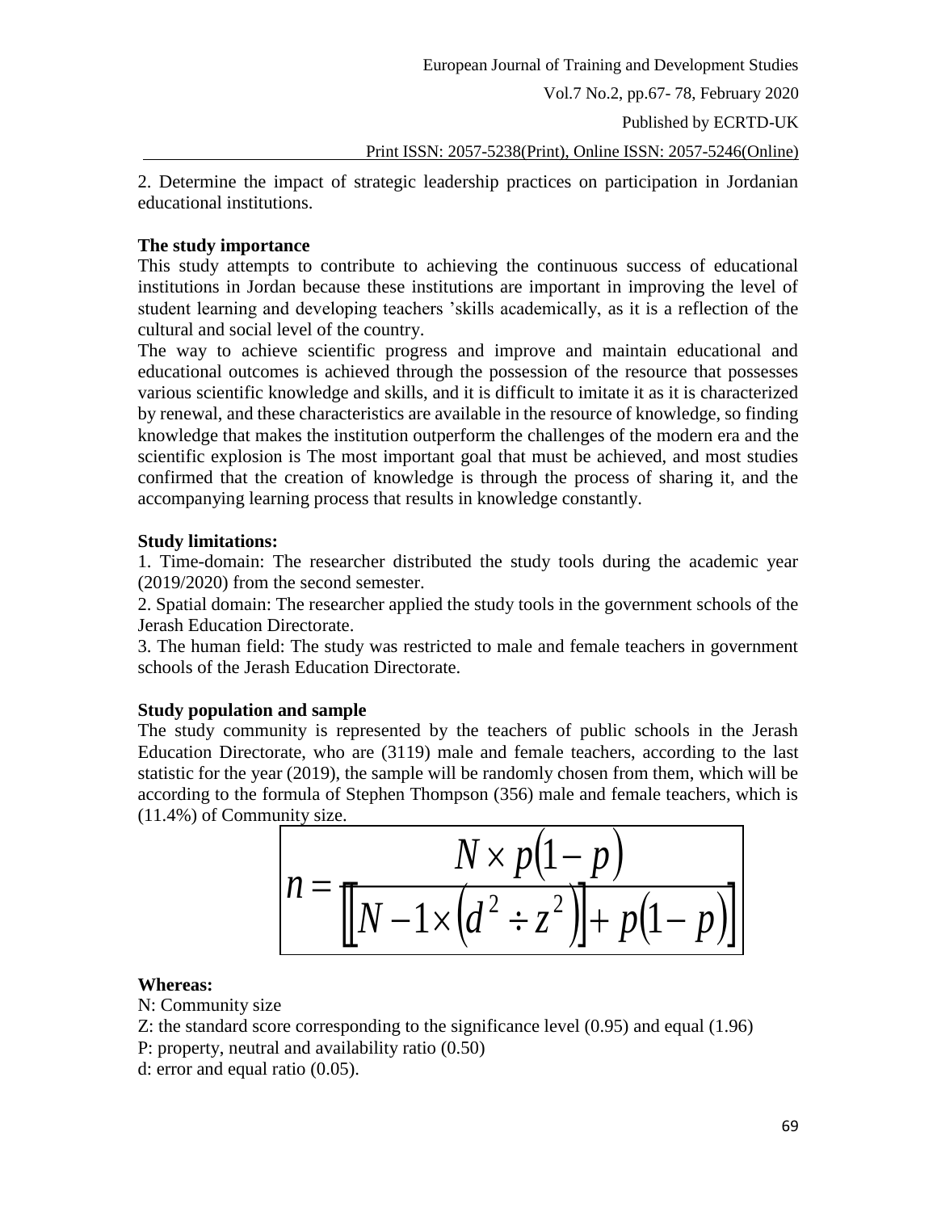2. Determine the impact of strategic leadership practices on participation in Jordanian educational institutions.

**The study importance**

This study attempts to contribute to achieving the continuous success of educational institutions in Jordan because these institutions are important in improving the level of student learning and developing teachers 'skills academically, as it is a reflection of the cultural and social level of the country.

The way to achieve scientific progress and improve and maintain educational and educational outcomes is achieved through the possession of the resource that possesses various scientific knowledge and skills, and it is difficult to imitate it as it is characterized by renewal, and these characteristics are available in the resource of knowledge, so finding knowledge that makes the institution outperform the challenges of the modern era and the scientific explosion is The most important goal that must be achieved, and most studies confirmed that the creation of knowledge is through the process of sharing it, and the accompanying learning process that results in knowledge constantly.

**Study limitations:**

1. Time-domain: The researcher distributed the study tools during the academic year (2019/2020) from the second semester.
2. Spatial domain: The researcher applied the study tools in the government schools of the Jerash Education Directorate.
3. The human field: The study was restricted to male and female teachers in government schools of the Jerash Education Directorate.

**Study population and sample**

The study community is represented by the teachers of public schools in the Jerash Education Directorate, who are (3119) male and female teachers, according to the last statistic for the year (2019), the sample will be randomly chosen from them, which will be according to the formula of Stephen Thompson (356) male and female teachers, which is (11.4%) of Community size.

$$n = \frac{N \times p(1-p)}{\left[\left[N - 1 \times \left(d^2 \div z^2\right)\right] + p(1-p)\right]}$$

**Whereas:**

N: Community size

Z: the standard score corresponding to the significance level (0.95) and equal (1.96)

P: property, neutral and availability ratio (0.50)

d: error and equal ratio (0.05).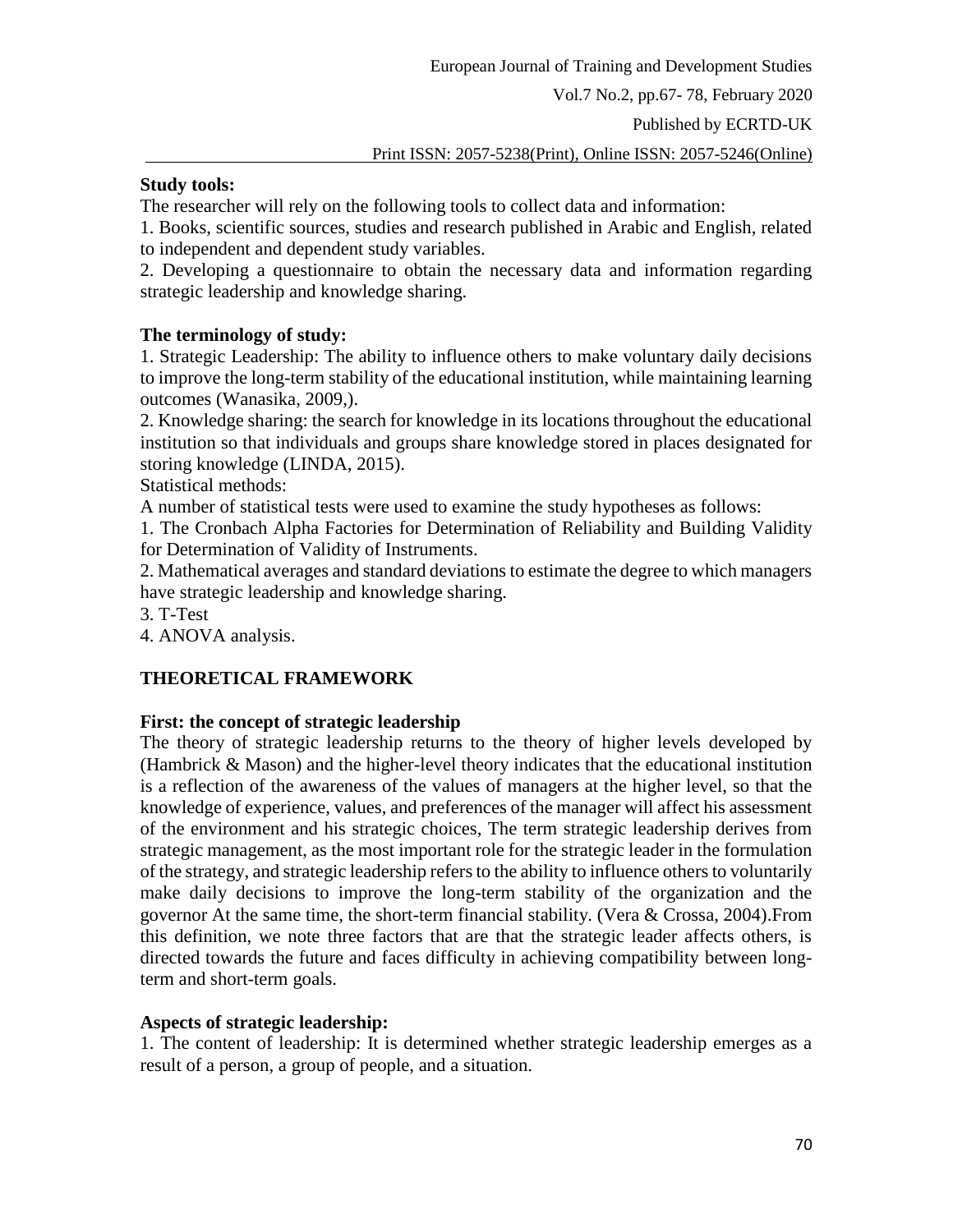**Study tools:**

The researcher will rely on the following tools to collect data and information:

1. Books, scientific sources, studies and research published in Arabic and English, related to independent and dependent study variables.
2. Developing a questionnaire to obtain the necessary data and information regarding strategic leadership and knowledge sharing.

**The terminology of study:**

1. Strategic Leadership: The ability to influence others to make voluntary daily decisions to improve the long-term stability of the educational institution, while maintaining learning outcomes (Wanasika, 2009,).
2. Knowledge sharing: the search for knowledge in its locations throughout the educational institution so that individuals and groups share knowledge stored in places designated for storing knowledge (LINDA, 2015).

Statistical methods:

A number of statistical tests were used to examine the study hypotheses as follows:

1. The Cronbach Alpha Factories for Determination of Reliability and Building Validity for Determination of Validity of Instruments.
2. Mathematical averages and standard deviations to estimate the degree to which managers have strategic leadership and knowledge sharing.
3. T-Test
4. ANOVA analysis.

## THEORETICAL FRAMEWORK

### First: the concept of strategic leadership

The theory of strategic leadership returns to the theory of higher levels developed by (Hambrick & Mason) and the higher-level theory indicates that the educational institution is a reflection of the awareness of the values of managers at the higher level, so that the knowledge of experience, values, and preferences of the manager will affect his assessment of the environment and his strategic choices, The term strategic leadership derives from strategic management, as the most important role for the strategic leader in the formulation of the strategy, and strategic leadership refers to the ability to influence others to voluntarily make daily decisions to improve the long-term stability of the organization and the governor At the same time, the short-term financial stability. (Vera & Crossa, 2004).From this definition, we note three factors that are that the strategic leader affects others, is directed towards the future and faces difficulty in achieving compatibility between long-term and short-term goals.

**Aspects of strategic leadership:**

1. The content of leadership: It is determined whether strategic leadership emerges as a result of a person, a group of people, and a situation.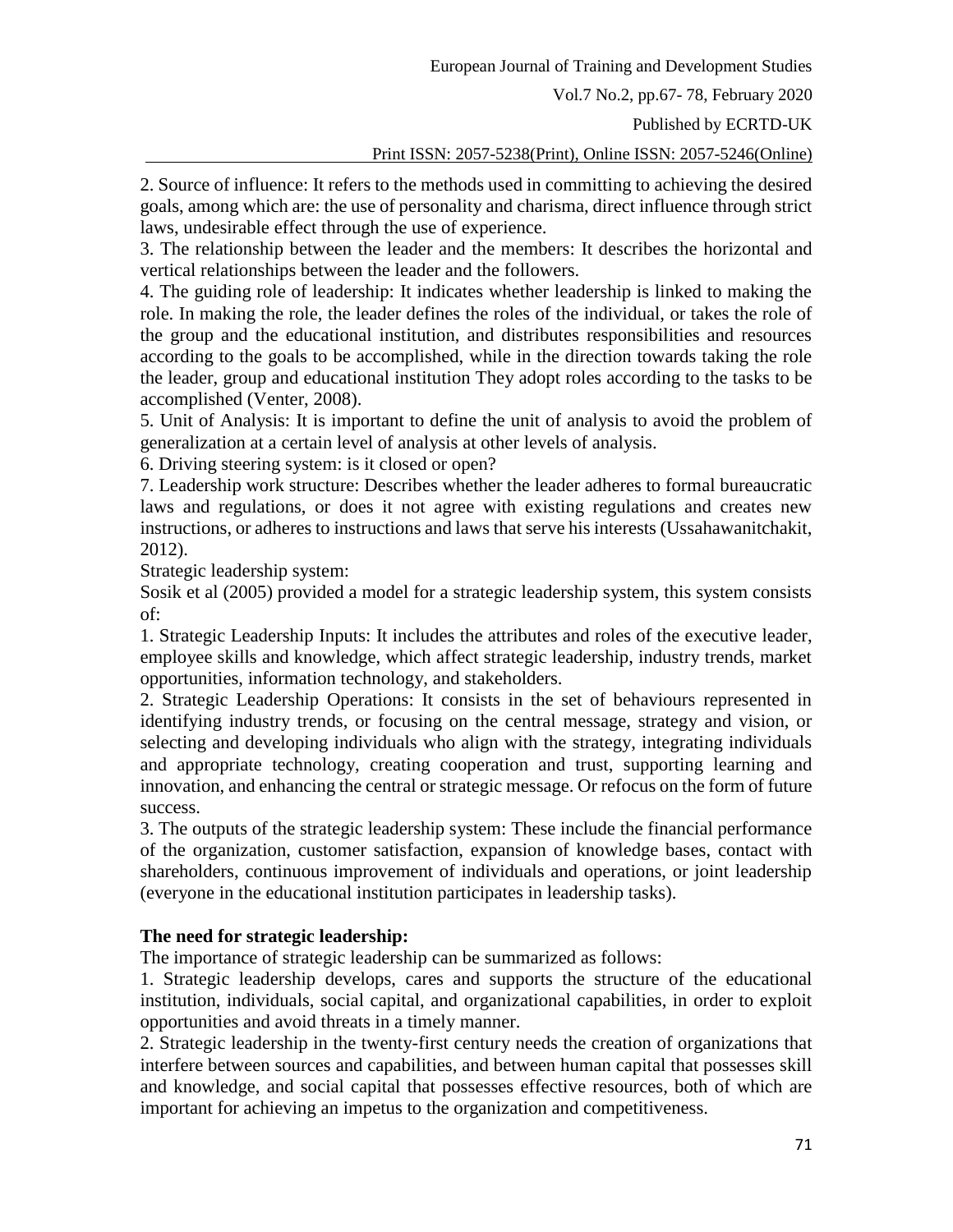2. Source of influence: It refers to the methods used in committing to achieving the desired goals, among which are: the use of personality and charisma, direct influence through strict laws, undesirable effect through the use of experience.

3. The relationship between the leader and the members: It describes the horizontal and vertical relationships between the leader and the followers.

4. The guiding role of leadership: It indicates whether leadership is linked to making the role. In making the role, the leader defines the roles of the individual, or takes the role of the group and the educational institution, and distributes responsibilities and resources according to the goals to be accomplished, while in the direction towards taking the role the leader, group and educational institution They adopt roles according to the tasks to be accomplished (Venter, 2008).

5. Unit of Analysis: It is important to define the unit of analysis to avoid the problem of generalization at a certain level of analysis at other levels of analysis.

6. Driving steering system: is it closed or open?

7. Leadership work structure: Describes whether the leader adheres to formal bureaucratic laws and regulations, or does it not agree with existing regulations and creates new instructions, or adheres to instructions and laws that serve his interests (Ussahawanitchakit, 2012).

Strategic leadership system:

Sosik et al (2005) provided a model for a strategic leadership system, this system consists of:

1. Strategic Leadership Inputs: It includes the attributes and roles of the executive leader, employee skills and knowledge, which affect strategic leadership, industry trends, market opportunities, information technology, and stakeholders.

2. Strategic Leadership Operations: It consists in the set of behaviours represented in identifying industry trends, or focusing on the central message, strategy and vision, or selecting and developing individuals who align with the strategy, integrating individuals and appropriate technology, creating cooperation and trust, supporting learning and innovation, and enhancing the central or strategic message. Or refocus on the form of future success.

3. The outputs of the strategic leadership system: These include the financial performance of the organization, customer satisfaction, expansion of knowledge bases, contact with shareholders, continuous improvement of individuals and operations, or joint leadership (everyone in the educational institution participates in leadership tasks).

**The need for strategic leadership:**

The importance of strategic leadership can be summarized as follows:

1. Strategic leadership develops, cares and supports the structure of the educational institution, individuals, social capital, and organizational capabilities, in order to exploit opportunities and avoid threats in a timely manner.

2. Strategic leadership in the twenty-first century needs the creation of organizations that interfere between sources and capabilities, and between human capital that possesses skill and knowledge, and social capital that possesses effective resources, both of which are important for achieving an impetus to the organization and competitiveness.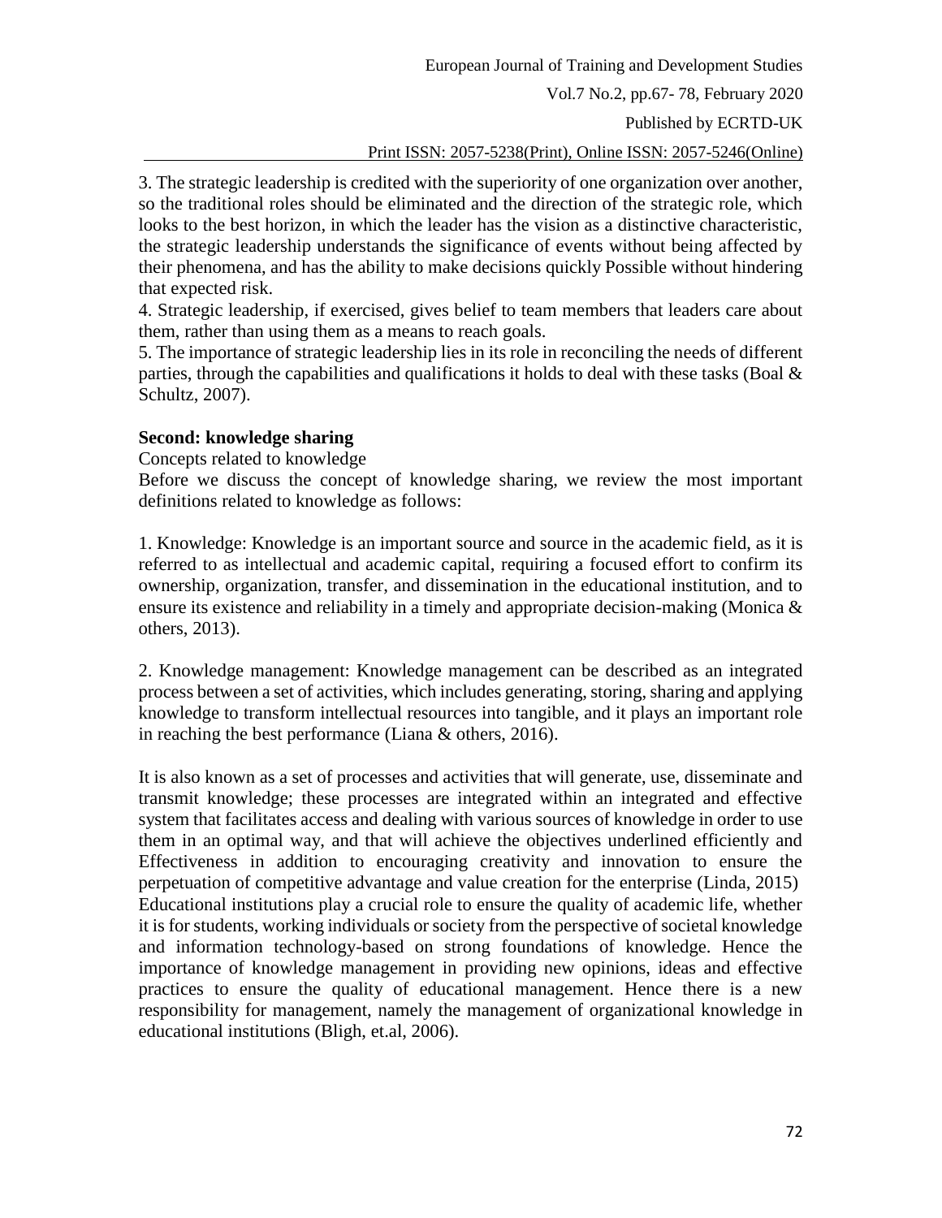3. The strategic leadership is credited with the superiority of one organization over another, so the traditional roles should be eliminated and the direction of the strategic role, which looks to the best horizon, in which the leader has the vision as a distinctive characteristic, the strategic leadership understands the significance of events without being affected by their phenomena, and has the ability to make decisions quickly Possible without hindering that expected risk.

4. Strategic leadership, if exercised, gives belief to team members that leaders care about them, rather than using them as a means to reach goals.

5. The importance of strategic leadership lies in its role in reconciling the needs of different parties, through the capabilities and qualifications it holds to deal with these tasks (Boal & Schultz, 2007).

**Second: knowledge sharing**

Concepts related to knowledge

Before we discuss the concept of knowledge sharing, we review the most important definitions related to knowledge as follows:

1. Knowledge: Knowledge is an important source and source in the academic field, as it is referred to as intellectual and academic capital, requiring a focused effort to confirm its ownership, organization, transfer, and dissemination in the educational institution, and to ensure its existence and reliability in a timely and appropriate decision-making (Monica & others, 2013).

2. Knowledge management: Knowledge management can be described as an integrated process between a set of activities, which includes generating, storing, sharing and applying knowledge to transform intellectual resources into tangible, and it plays an important role in reaching the best performance (Liana & others, 2016).

It is also known as a set of processes and activities that will generate, use, disseminate and transmit knowledge; these processes are integrated within an integrated and effective system that facilitates access and dealing with various sources of knowledge in order to use them in an optimal way, and that will achieve the objectives underlined efficiently and Effectiveness in addition to encouraging creativity and innovation to ensure the perpetuation of competitive advantage and value creation for the enterprise (Linda, 2015)
Educational institutions play a crucial role to ensure the quality of academic life, whether it is for students, working individuals or society from the perspective of societal knowledge and information technology-based on strong foundations of knowledge. Hence the importance of knowledge management in providing new opinions, ideas and effective practices to ensure the quality of educational management. Hence there is a new responsibility for management, namely the management of organizational knowledge in educational institutions (Bligh, et.al, 2006).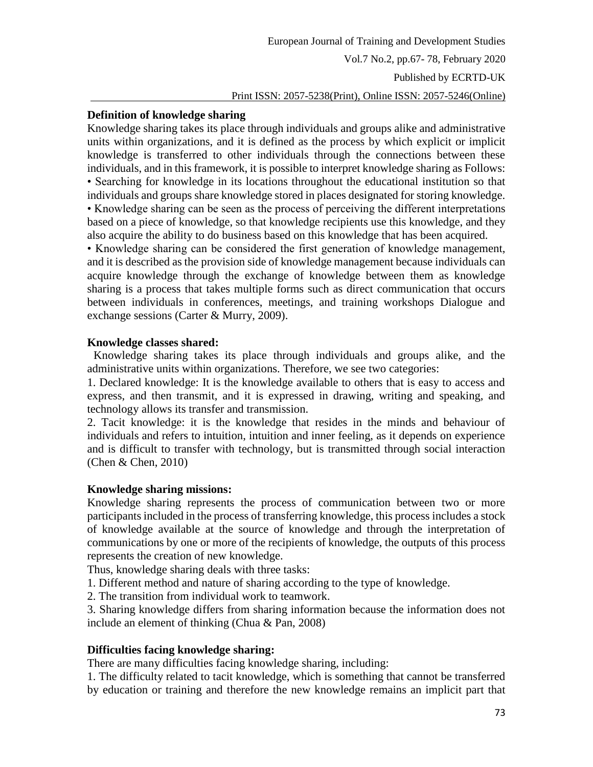**Definition of knowledge sharing**

Knowledge sharing takes its place through individuals and groups alike and administrative units within organizations, and it is defined as the process by which explicit or implicit knowledge is transferred to other individuals through the connections between these individuals, and in this framework, it is possible to interpret knowledge sharing as Follows:

• Searching for knowledge in its locations throughout the educational institution so that individuals and groups share knowledge stored in places designated for storing knowledge.

• Knowledge sharing can be seen as the process of perceiving the different interpretations based on a piece of knowledge, so that knowledge recipients use this knowledge, and they also acquire the ability to do business based on this knowledge that has been acquired.

• Knowledge sharing can be considered the first generation of knowledge management, and it is described as the provision side of knowledge management because individuals can acquire knowledge through the exchange of knowledge between them as knowledge sharing is a process that takes multiple forms such as direct communication that occurs between individuals in conferences, meetings, and training workshops Dialogue and exchange sessions (Carter & Murry, 2009).

**Knowledge classes shared:**

Knowledge sharing takes its place through individuals and groups alike, and the administrative units within organizations. Therefore, we see two categories:

1. Declared knowledge: It is the knowledge available to others that is easy to access and express, and then transmit, and it is expressed in drawing, writing and speaking, and technology allows its transfer and transmission.
2. Tacit knowledge: it is the knowledge that resides in the minds and behaviour of individuals and refers to intuition, intuition and inner feeling, as it depends on experience and is difficult to transfer with technology, but is transmitted through social interaction (Chen & Chen, 2010)

**Knowledge sharing missions:**

Knowledge sharing represents the process of communication between two or more participants included in the process of transferring knowledge, this process includes a stock of knowledge available at the source of knowledge and through the interpretation of communications by one or more of the recipients of knowledge, the outputs of this process represents the creation of new knowledge.

Thus, knowledge sharing deals with three tasks:

1. Different method and nature of sharing according to the type of knowledge.
2. The transition from individual work to teamwork.
3. Sharing knowledge differs from sharing information because the information does not include an element of thinking (Chua & Pan, 2008)

**Difficulties facing knowledge sharing:**

There are many difficulties facing knowledge sharing, including:

1. The difficulty related to tacit knowledge, which is something that cannot be transferred by education or training and therefore the new knowledge remains an implicit part that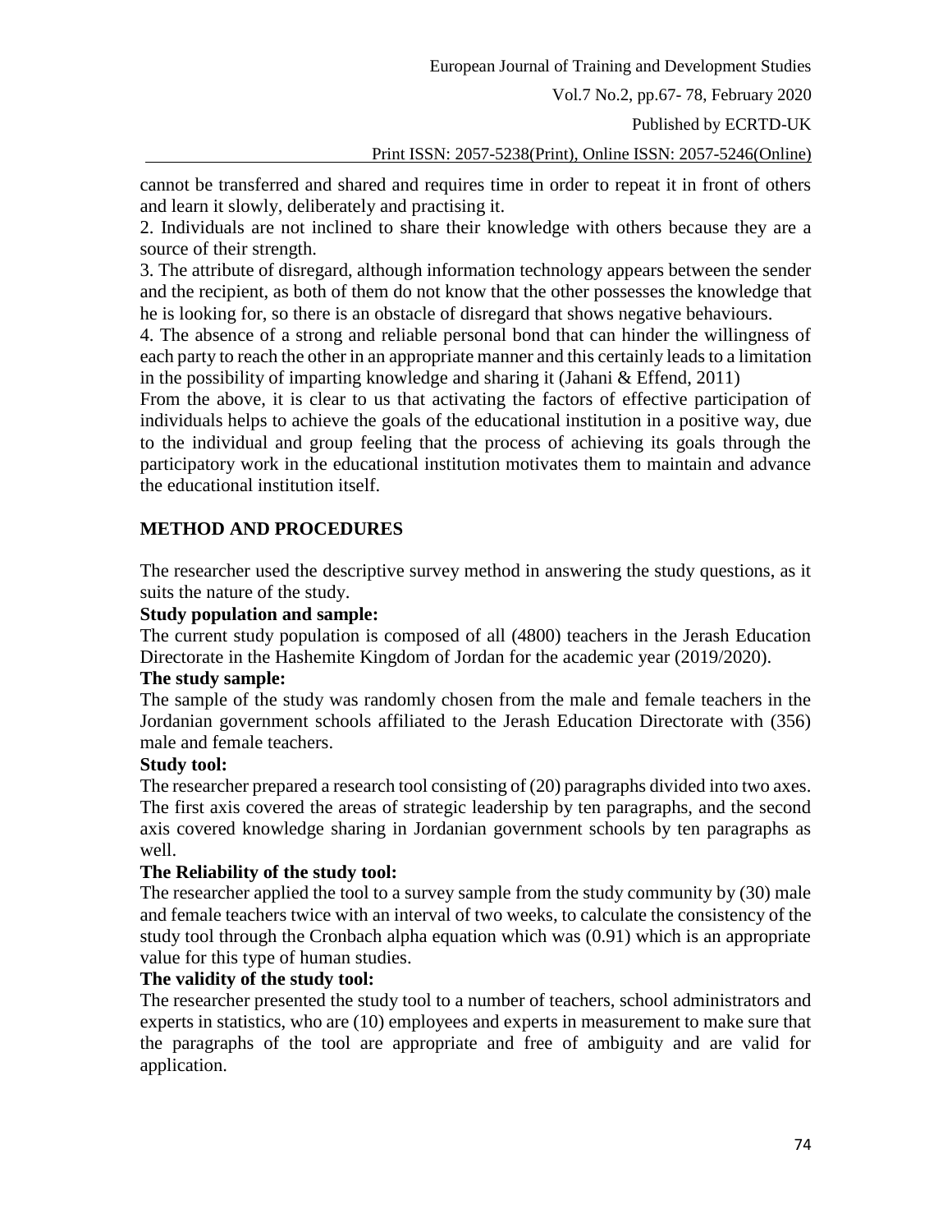cannot be transferred and shared and requires time in order to repeat it in front of others and learn it slowly, deliberately and practising it.

2. Individuals are not inclined to share their knowledge with others because they are a source of their strength.

3. The attribute of disregard, although information technology appears between the sender and the recipient, as both of them do not know that the other possesses the knowledge that he is looking for, so there is an obstacle of disregard that shows negative behaviours.

4. The absence of a strong and reliable personal bond that can hinder the willingness of each party to reach the other in an appropriate manner and this certainly leads to a limitation in the possibility of imparting knowledge and sharing it (Jahani & Effend, 2011)

From the above, it is clear to us that activating the factors of effective participation of individuals helps to achieve the goals of the educational institution in a positive way, due to the individual and group feeling that the process of achieving its goals through the participatory work in the educational institution motivates them to maintain and advance the educational institution itself.

## METHOD AND PROCEDURES

The researcher used the descriptive survey method in answering the study questions, as it suits the nature of the study.

**Study population and sample:**

The current study population is composed of all (4800) teachers in the Jerash Education Directorate in the Hashemite Kingdom of Jordan for the academic year (2019/2020).

**The study sample:**

The sample of the study was randomly chosen from the male and female teachers in the Jordanian government schools affiliated to the Jerash Education Directorate with (356) male and female teachers.

**Study tool:**

The researcher prepared a research tool consisting of (20) paragraphs divided into two axes. The first axis covered the areas of strategic leadership by ten paragraphs, and the second axis covered knowledge sharing in Jordanian government schools by ten paragraphs as well.

**The Reliability of the study tool:**

The researcher applied the tool to a survey sample from the study community by (30) male and female teachers twice with an interval of two weeks, to calculate the consistency of the study tool through the Cronbach alpha equation which was (0.91) which is an appropriate value for this type of human studies.

**The validity of the study tool:**

The researcher presented the study tool to a number of teachers, school administrators and experts in statistics, who are (10) employees and experts in measurement to make sure that the paragraphs of the tool are appropriate and free of ambiguity and are valid for application.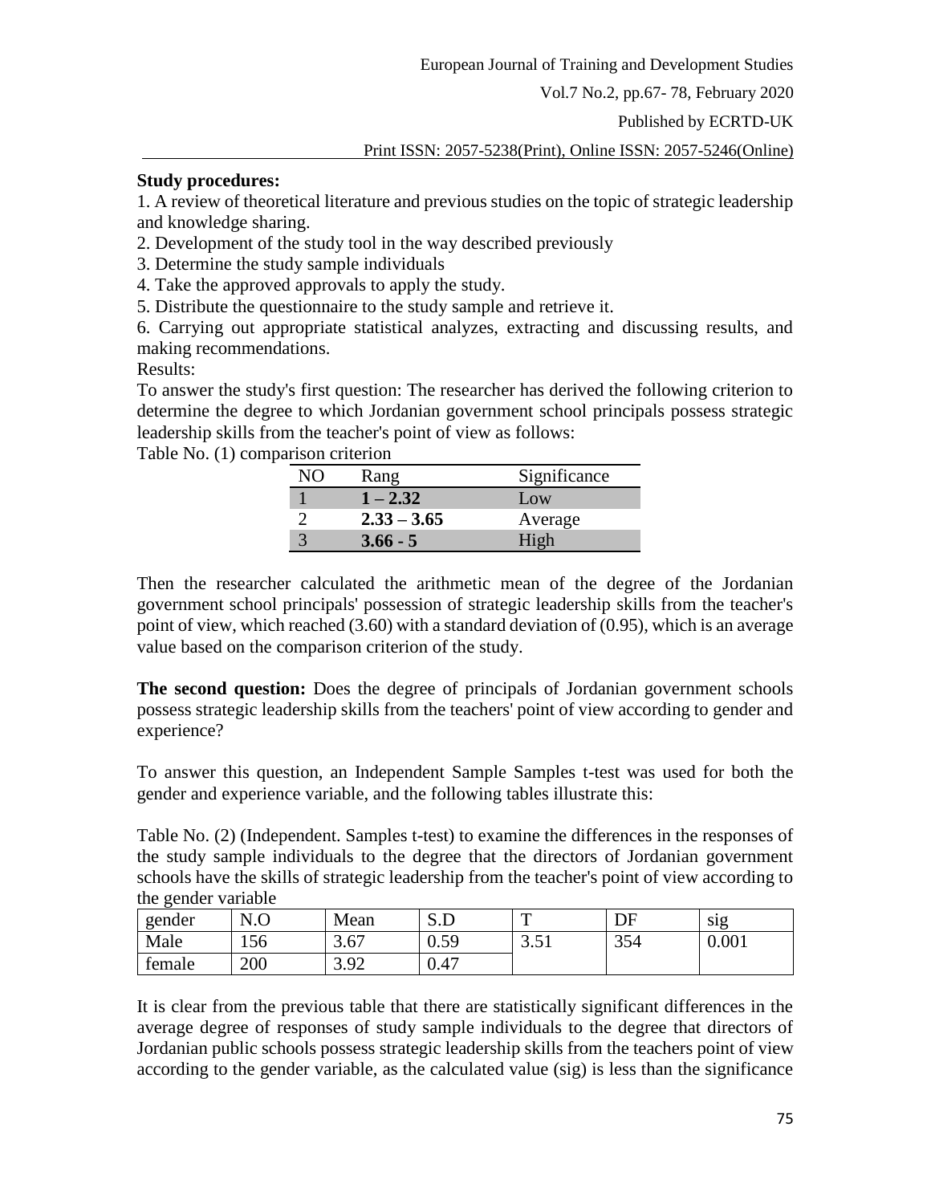**Study procedures:**

1. A review of theoretical literature and previous studies on the topic of strategic leadership and knowledge sharing.
2. Development of the study tool in the way described previously
3. Determine the study sample individuals
4. Take the approved approvals to apply the study.
5. Distribute the questionnaire to the study sample and retrieve it.
6. Carrying out appropriate statistical analyzes, extracting and discussing results, and making recommendations.

Results:

To answer the study's first question: The researcher has derived the following criterion to determine the degree to which Jordanian government school principals possess strategic leadership skills from the teacher's point of view as follows:

Table No. (1) comparison criterion

| NO | Rang | Significance |
|---|---|---|
| 1 | **1 – 2.32** | Low |
| 2 | **2.33 – 3.65** | Average |
| 3 | **3.66 - 5** | High |

Then the researcher calculated the arithmetic mean of the degree of the Jordanian government school principals' possession of strategic leadership skills from the teacher's point of view, which reached (3.60) with a standard deviation of (0.95), which is an average value based on the comparison criterion of the study.

**The second question:** Does the degree of principals of Jordanian government schools possess strategic leadership skills from the teachers' point of view according to gender and experience?

To answer this question, an Independent Sample Samples t-test was used for both the gender and experience variable, and the following tables illustrate this:

Table No. (2) (Independent. Samples t-test) to examine the differences in the responses of the study sample individuals to the degree that the directors of Jordanian government schools have the skills of strategic leadership from the teacher's point of view according to the gender variable

| gender | N.O | Mean | S.D | T | DF | sig |
|---|---|---|---|---|---|---|
| Male | 156 | 3.67 | 0.59 | 3.51 | 354 | 0.001 |
| female | 200 | 3.92 | 0.47 | | | |

It is clear from the previous table that there are statistically significant differences in the average degree of responses of study sample individuals to the degree that directors of Jordanian public schools possess strategic leadership skills from the teachers point of view according to the gender variable, as the calculated value (sig) is less than the significance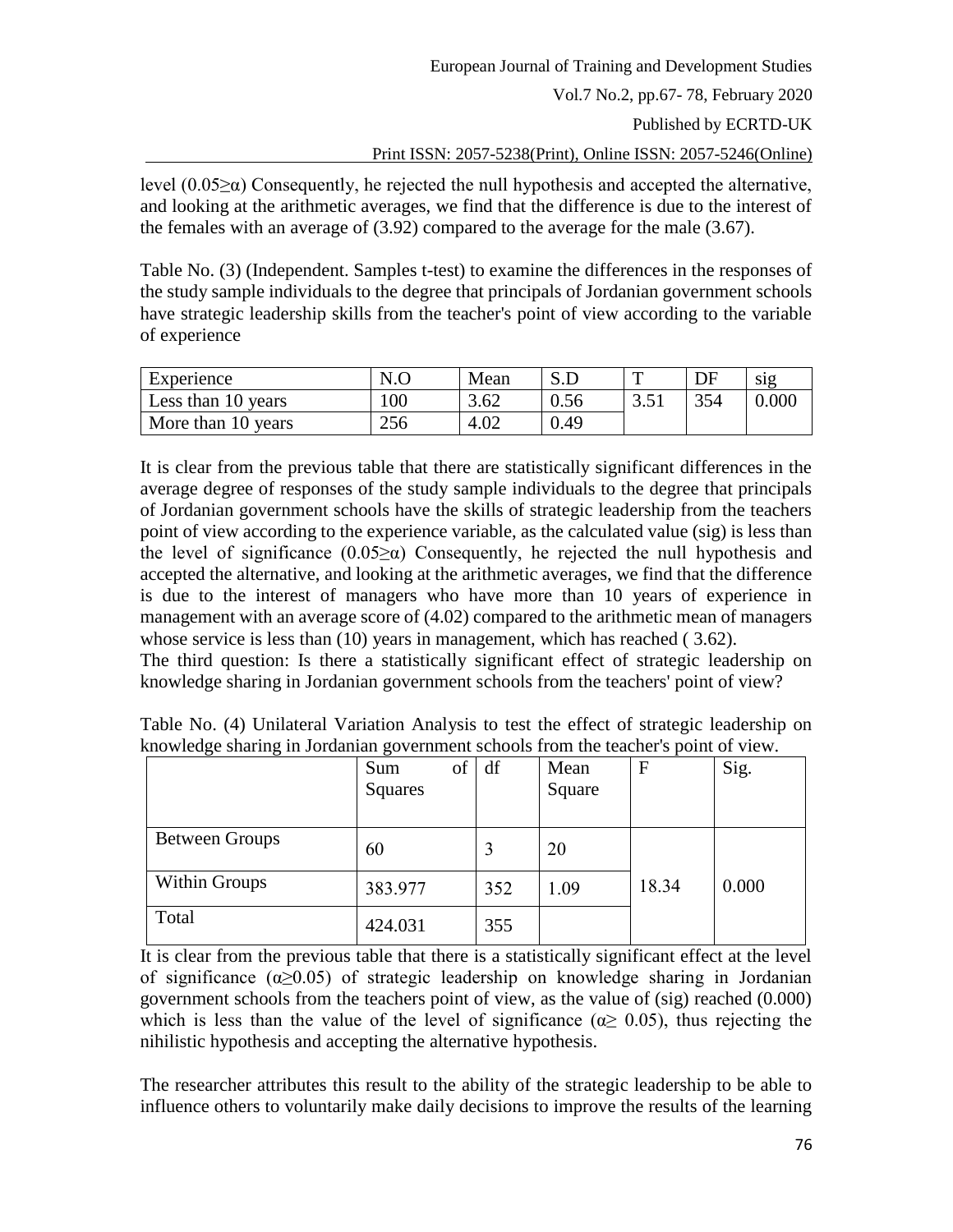level ($0.05 \geq \alpha$) Consequently, he rejected the null hypothesis and accepted the alternative, and looking at the arithmetic averages, we find that the difference is due to the interest of the females with an average of (3.92) compared to the average for the male (3.67).

Table No. (3) (Independent. Samples t-test) to examine the differences in the responses of the study sample individuals to the degree that principals of Jordanian government schools have strategic leadership skills from the teacher's point of view according to the variable of experience

| Experience | N.O | Mean | S.D | T | DF | sig |
|---|---|---|---|---|---|---|
| Less than 10 years | 100 | 3.62 | 0.56 | 3.51 | 354 | 0.000 |
| More than 10 years | 256 | 4.02 | 0.49 | | | |

It is clear from the previous table that there are statistically significant differences in the average degree of responses of the study sample individuals to the degree that principals of Jordanian government schools have the skills of strategic leadership from the teachers point of view according to the experience variable, as the calculated value (sig) is less than the level of significance ($0.05 \geq \alpha$) Consequently, he rejected the null hypothesis and accepted the alternative, and looking at the arithmetic averages, we find that the difference is due to the interest of managers who have more than 10 years of experience in management with an average score of (4.02) compared to the arithmetic mean of managers whose service is less than (10) years in management, which has reached ( 3.62).

The third question: Is there a statistically significant effect of strategic leadership on knowledge sharing in Jordanian government schools from the teachers' point of view?

Table No. (4) Unilateral Variation Analysis to test the effect of strategic leadership on knowledge sharing in Jordanian government schools from the teacher's point of view.

| | Sum of Squares | df | Mean Square | F | Sig. |
|---|---|---|---|---|---|
| Between Groups | 60 | 3 | 20 | 18.34 | 0.000 |
| Within Groups | 383.977 | 352 | 1.09 | | |
| Total | 424.031 | 355 | | | |

It is clear from the previous table that there is a statistically significant effect at the level of significance ($\alpha \geq 0.05$) of strategic leadership on knowledge sharing in Jordanian government schools from the teachers point of view, as the value of (sig) reached (0.000) which is less than the value of the level of significance ($\alpha \geq 0.05$), thus rejecting the nihilistic hypothesis and accepting the alternative hypothesis.

The researcher attributes this result to the ability of the strategic leadership to be able to influence others to voluntarily make daily decisions to improve the results of the learning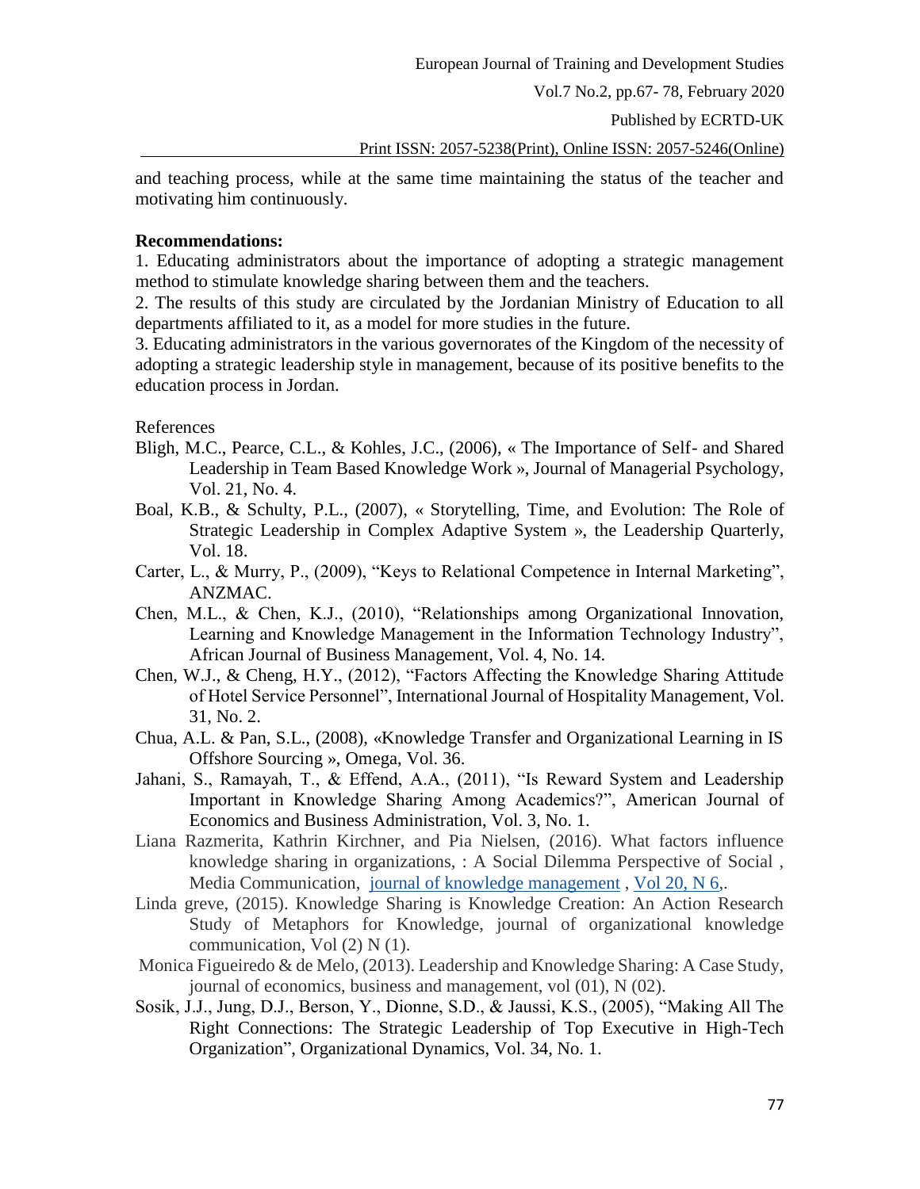and teaching process, while at the same time maintaining the status of the teacher and motivating him continuously.

**Recommendations:**

1. Educating administrators about the importance of adopting a strategic management method to stimulate knowledge sharing between them and the teachers.
2. The results of this study are circulated by the Jordanian Ministry of Education to all departments affiliated to it, as a model for more studies in the future.
3. Educating administrators in the various governorates of the Kingdom of the necessity of adopting a strategic leadership style in management, because of its positive benefits to the education process in Jordan.

References

- Bligh, M.C., Pearce, C.L., & Kohles, J.C., (2006), « The Importance of Self- and Shared Leadership in Team Based Knowledge Work », Journal of Managerial Psychology, Vol. 21, No. 4.
- Boal, K.B., & Schulty, P.L., (2007), « Storytelling, Time, and Evolution: The Role of Strategic Leadership in Complex Adaptive System », the Leadership Quarterly, Vol. 18.
- Carter, L., & Murry, P., (2009), "Keys to Relational Competence in Internal Marketing", ANZMAC.
- Chen, M.L., & Chen, K.J., (2010), "Relationships among Organizational Innovation, Learning and Knowledge Management in the Information Technology Industry", African Journal of Business Management, Vol. 4, No. 14.
- Chen, W.J., & Cheng, H.Y., (2012), "Factors Affecting the Knowledge Sharing Attitude of Hotel Service Personnel", International Journal of Hospitality Management, Vol. 31, No. 2.
- Chua, A.L. & Pan, S.L., (2008), «Knowledge Transfer and Organizational Learning in IS Offshore Sourcing », Omega, Vol. 36.
- Jahani, S., Ramayah, T., & Effend, A.A., (2011), "Is Reward System and Leadership Important in Knowledge Sharing Among Academics?", American Journal of Economics and Business Administration, Vol. 3, No. 1.
- Liana Razmerita, Kathrin Kirchner, and Pia Nielsen, (2016). What factors influence knowledge sharing in organizations, : A Social Dilemma Perspective of Social , Media Communication, journal of knowledge management , Vol 20, N 6,.
- Linda greve, (2015). Knowledge Sharing is Knowledge Creation: An Action Research Study of Metaphors for Knowledge, journal of organizational knowledge communication, Vol (2) N (1).
- Monica Figueiredo & de Melo, (2013). Leadership and Knowledge Sharing: A Case Study, journal of economics, business and management, vol (01), N (02).
- Sosik, J.J., Jung, D.J., Berson, Y., Dionne, S.D., & Jaussi, K.S., (2005), "Making All The Right Connections: The Strategic Leadership of Top Executive in High-Tech Organization", Organizational Dynamics, Vol. 34, No. 1.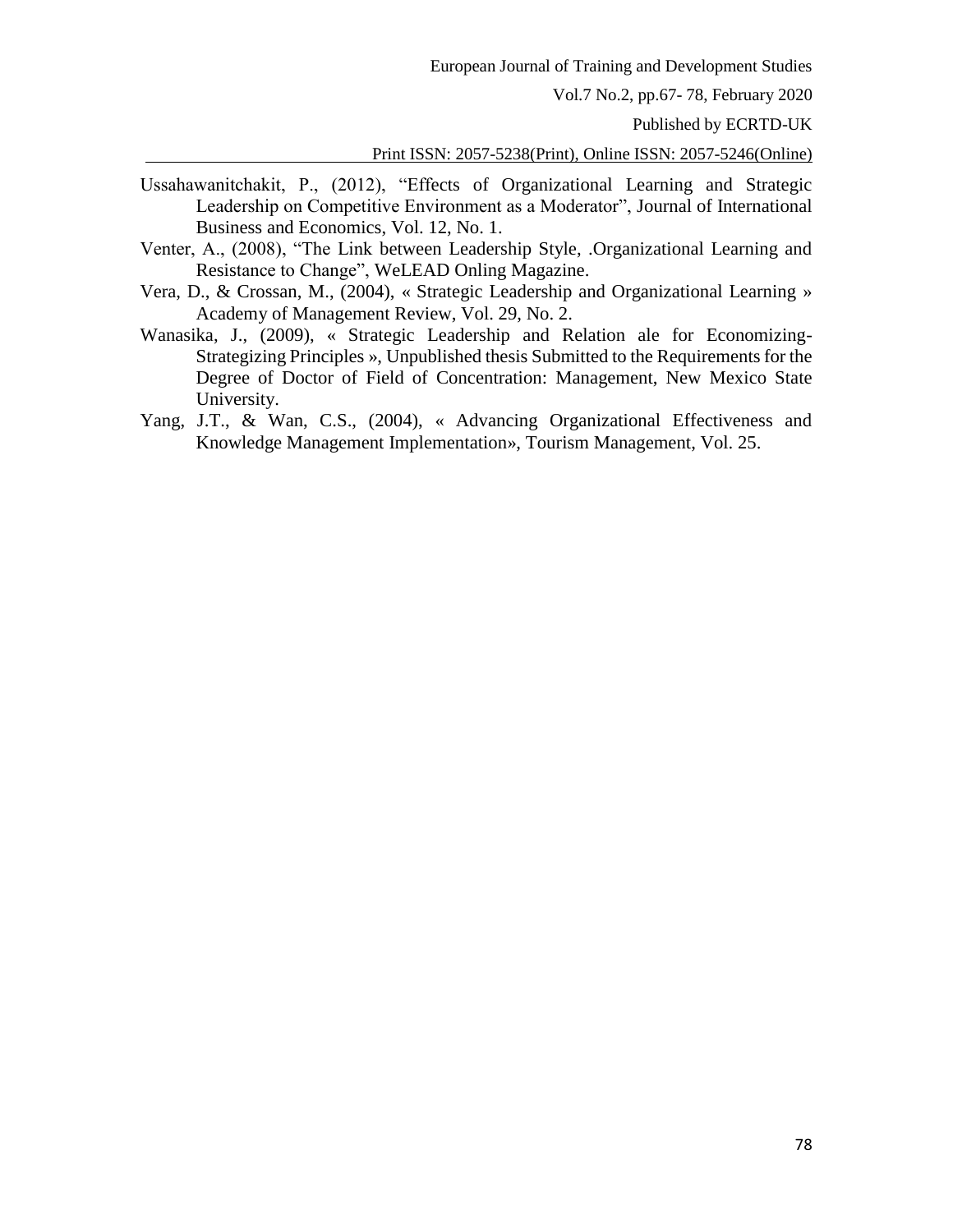Ussahawanitchakit, P., (2012), “Effects of Organizational Learning and Strategic Leadership on Competitive Environment as a Moderator”, Journal of International Business and Economics, Vol. 12, No. 1.

Venter, A., (2008), “The Link between Leadership Style, .Organizational Learning and Resistance to Change”, WeLEAD Onling Magazine.

Vera, D., & Crossan, M., (2004), « Strategic Leadership and Organizational Learning » Academy of Management Review, Vol. 29, No. 2.

Wanasika, J., (2009), « Strategic Leadership and Relation ale for Economizing-Strategizing Principles », Unpublished thesis Submitted to the Requirements for the Degree of Doctor of Field of Concentration: Management, New Mexico State University.

Yang, J.T., & Wan, C.S., (2004), « Advancing Organizational Effectiveness and Knowledge Management Implementation», Tourism Management, Vol. 25.